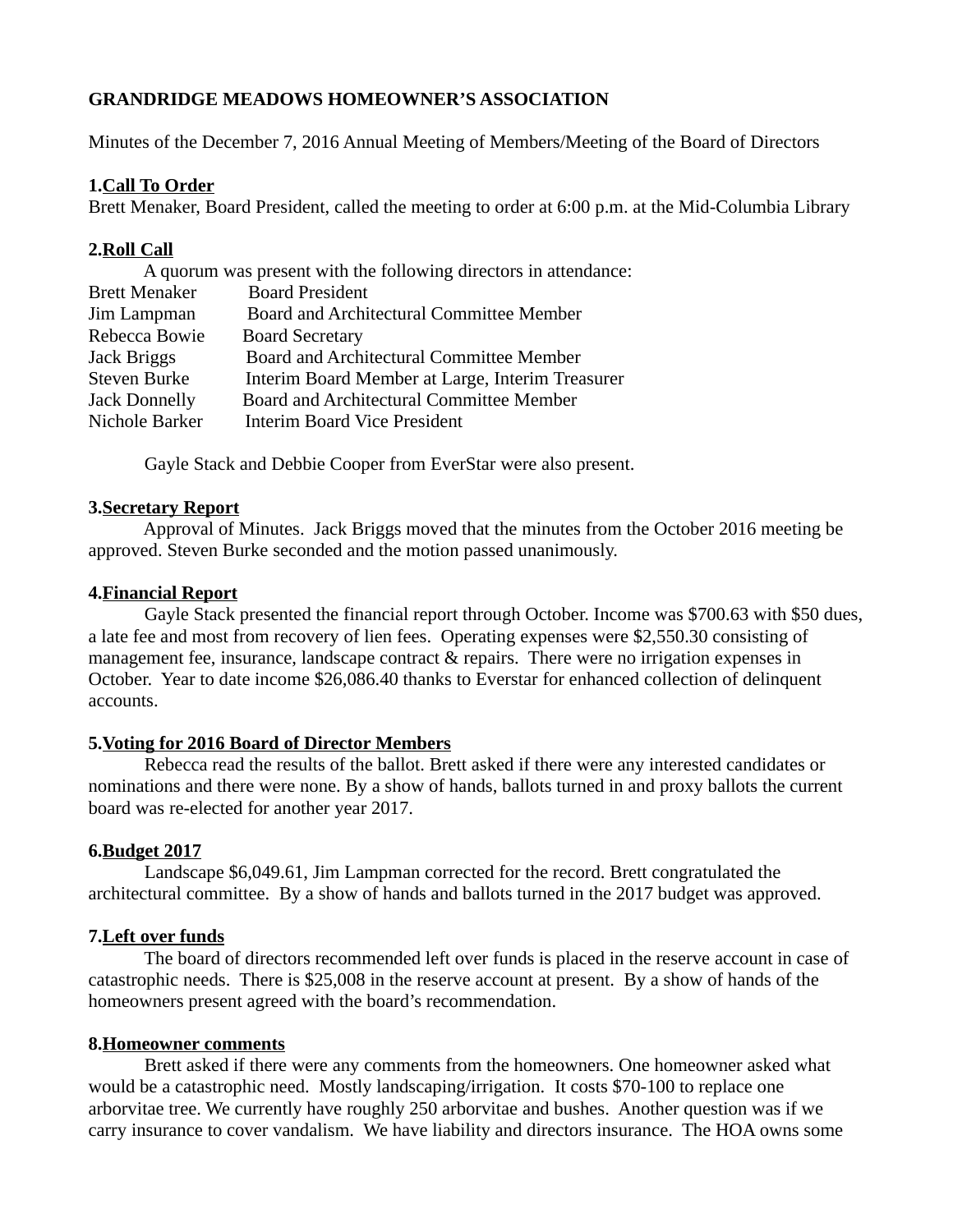**GRANDRIDGE MEADOWS HOMEOWNER'S ASSOCIATION**

Minutes of the December 7, 2016 Annual Meeting of Members/Meeting of the Board of Directors

**1.<u>Call To Order</u>**
Brett Menaker, Board President, called the meeting to order at 6:00 p.m. at the Mid-Columbia Library

**2.<u>Roll Call</u>**
A quorum was present with the following directors in attendance:

| | |
|---|---|
| Brett Menaker | Board President |
| Jim Lampman | Board and Architectural Committee Member |
| Rebecca Bowie | Board Secretary |
| Jack Briggs | Board and Architectural Committee Member |
| Steven Burke | Interim Board Member at Large, Interim Treasurer |
| Jack Donnelly | Board and Architectural Committee Member |
| Nichole Barker | Interim Board Vice President |

Gayle Stack and Debbie Cooper from EverStar were also present.

**3.<u>Secretary Report</u>**
Approval of Minutes. Jack Briggs moved that the minutes from the October 2016 meeting be approved. Steven Burke seconded and the motion passed unanimously.

**4.<u>Financial Report</u>**
Gayle Stack presented the financial report through October. Income was $700.63 with $50 dues, a late fee and most from recovery of lien fees. Operating expenses were $2,550.30 consisting of management fee, insurance, landscape contract & repairs. There were no irrigation expenses in October. Year to date income $26,086.40 thanks to Everstar for enhanced collection of delinquent accounts.

**5.<u>Voting for 2016 Board of Director Members</u>**
Rebecca read the results of the ballot. Brett asked if there were any interested candidates or nominations and there were none. By a show of hands, ballots turned in and proxy ballots the current board was re-elected for another year 2017.

**6.<u>Budget 2017</u>**
Landscape $6,049.61, Jim Lampman corrected for the record. Brett congratulated the architectural committee. By a show of hands and ballots turned in the 2017 budget was approved.

**7.<u>Left over funds</u>**
The board of directors recommended left over funds is placed in the reserve account in case of catastrophic needs. There is $25,008 in the reserve account at present. By a show of hands of the homeowners present agreed with the board's recommendation.

**8.<u>Homeowner comments</u>**
Brett asked if there were any comments from the homeowners. One homeowner asked what would be a catastrophic need. Mostly landscaping/irrigation. It costs $70-100 to replace one arborvitae tree. We currently have roughly 250 arborvitae and bushes. Another question was if we carry insurance to cover vandalism. We have liability and directors insurance. The HOA owns some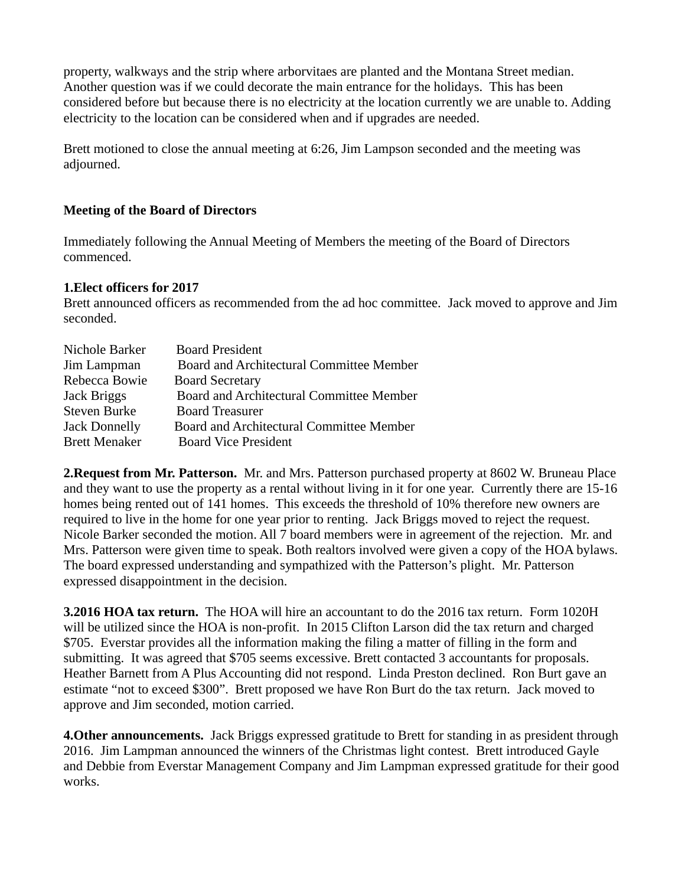property, walkways and the strip where arborvitaes are planted and the Montana Street median. Another question was if we could decorate the main entrance for the holidays. This has been considered before but because there is no electricity at the location currently we are unable to. Adding electricity to the location can be considered when and if upgrades are needed.

Brett motioned to close the annual meeting at 6:26, Jim Lampson seconded and the meeting was adjourned.

**Meeting of the Board of Directors**

Immediately following the Annual Meeting of Members the meeting of the Board of Directors commenced.

**1.Elect officers for 2017**
Brett announced officers as recommended from the ad hoc committee. Jack moved to approve and Jim seconded.

| | |
|---|---|
| Nichole Barker | Board President |
| Jim Lampman | Board and Architectural Committee Member |
| Rebecca Bowie | Board Secretary |
| Jack Briggs | Board and Architectural Committee Member |
| Steven Burke | Board Treasurer |
| Jack Donnelly | Board and Architectural Committee Member |
| Brett Menaker | Board Vice President |

**2.Request from Mr. Patterson.** Mr. and Mrs. Patterson purchased property at 8602 W. Bruneau Place and they want to use the property as a rental without living in it for one year. Currently there are 15-16 homes being rented out of 141 homes. This exceeds the threshold of 10% therefore new owners are required to live in the home for one year prior to renting. Jack Briggs moved to reject the request. Nicole Barker seconded the motion. All 7 board members were in agreement of the rejection. Mr. and Mrs. Patterson were given time to speak. Both realtors involved were given a copy of the HOA bylaws. The board expressed understanding and sympathized with the Patterson's plight. Mr. Patterson expressed disappointment in the decision.

**3.2016 HOA tax return.** The HOA will hire an accountant to do the 2016 tax return. Form 1020H will be utilized since the HOA is non-profit. In 2015 Clifton Larson did the tax return and charged $705. Everstar provides all the information making the filing a matter of filling in the form and submitting. It was agreed that $705 seems excessive. Brett contacted 3 accountants for proposals. Heather Barnett from A Plus Accounting did not respond. Linda Preston declined. Ron Burt gave an estimate "not to exceed $300". Brett proposed we have Ron Burt do the tax return. Jack moved to approve and Jim seconded, motion carried.

**4.Other announcements.** Jack Briggs expressed gratitude to Brett for standing in as president through 2016. Jim Lampman announced the winners of the Christmas light contest. Brett introduced Gayle and Debbie from Everstar Management Company and Jim Lampman expressed gratitude for their good works.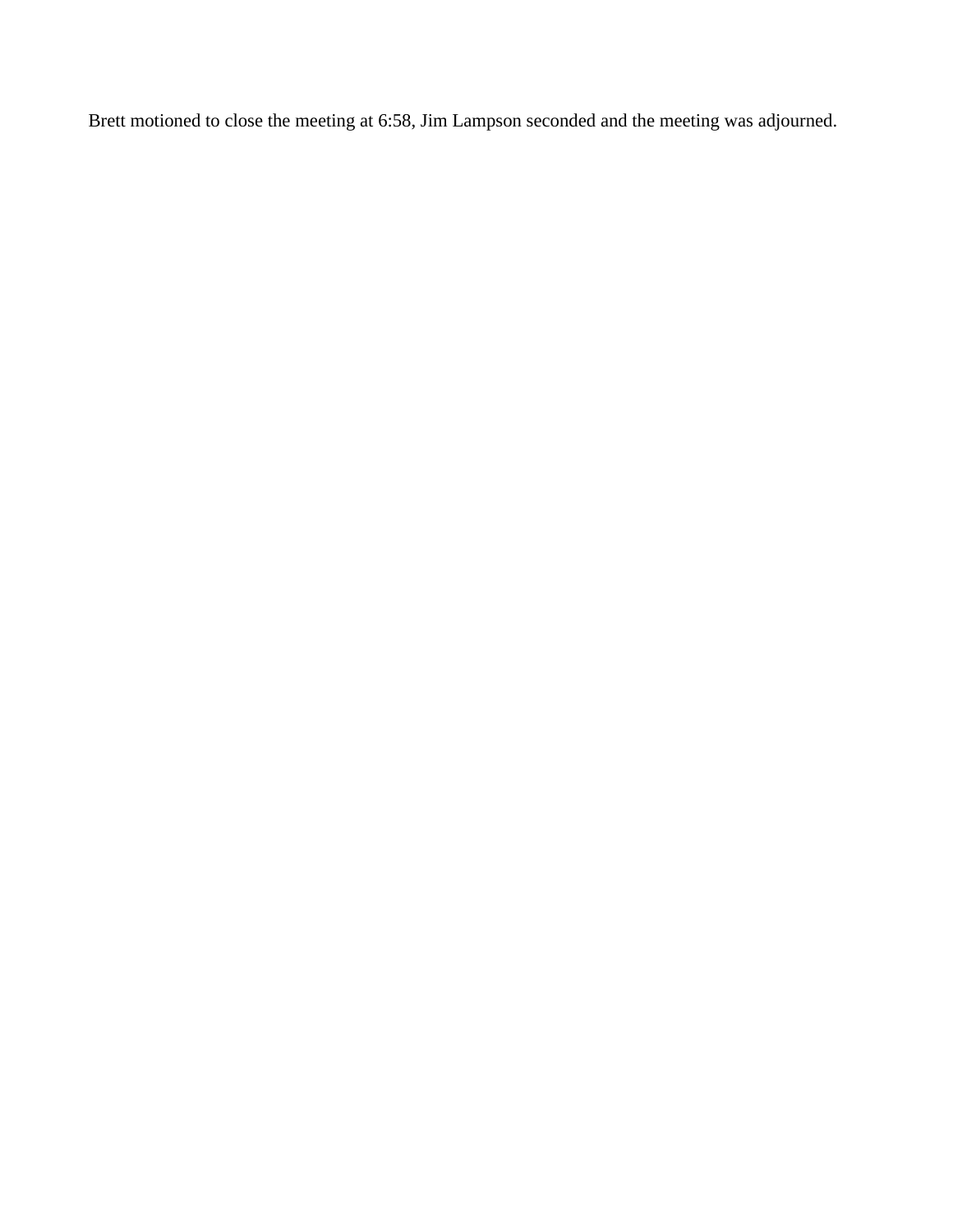Brett motioned to close the meeting at 6:58, Jim Lampson seconded and the meeting was adjourned.